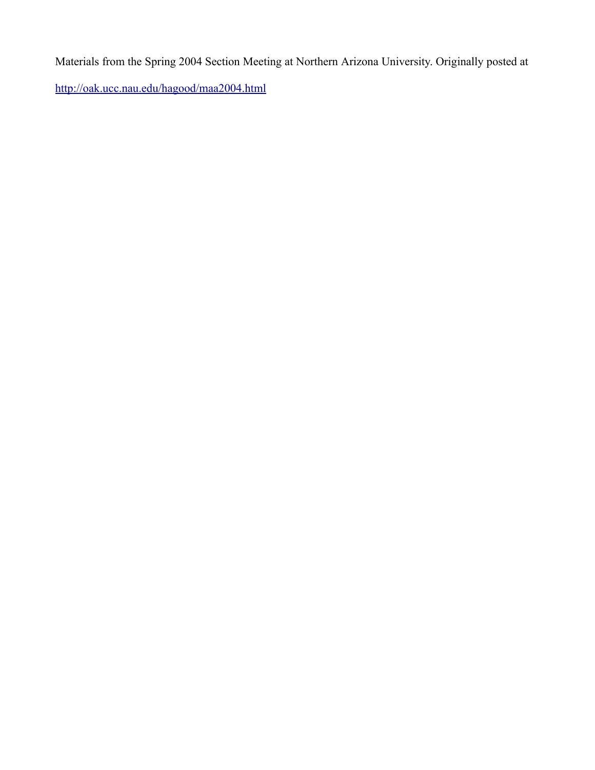Materials from the Spring 2004 Section Meeting at Northern Arizona University. Originally posted at

http://oak.ucc.nau.edu/hagood/maa2004.html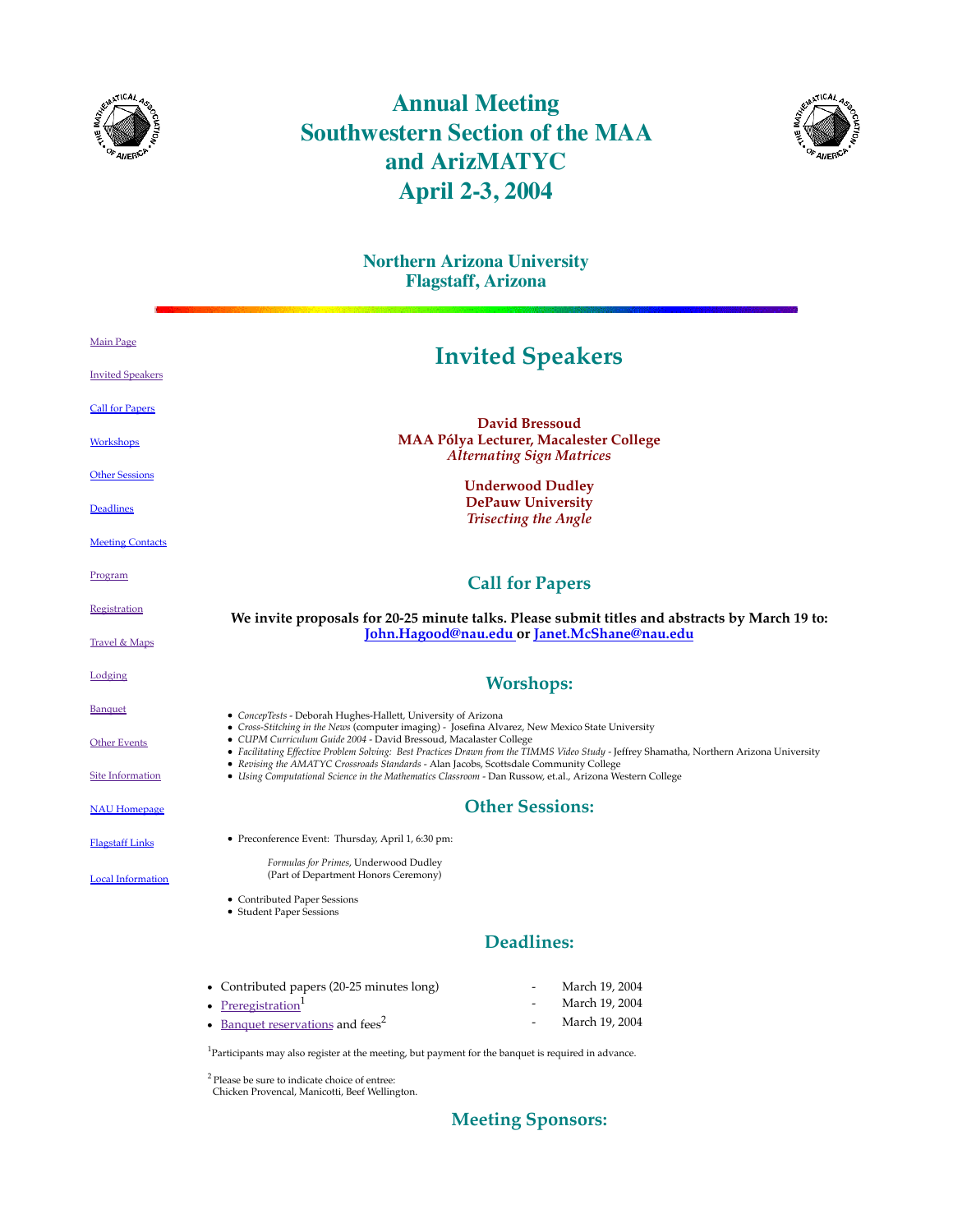# Annual Meeting
# Southwestern Section of the MAA
# and ArizMATYC
# April 2-3, 2004

## Northern Arizona University
## Flagstaff, Arizona

Main Page

Invited Speakers

Call for Papers

Workshops

Other Sessions

Deadlines

Meeting Contacts

Program

Registration

Travel & Maps

Lodging

Banquet

Other Events

Site Information

NAU Homepage

Flagstaff Links

Local Information

# Invited Speakers

**David Bressoud**
**MAA Pólya Lecturer, Macalester College**
*Alternating Sign Matrices*

**Underwood Dudley**
**DePauw University**
*Trisecting the Angle*

## Call for Papers

**We invite proposals for 20-25 minute talks. Please submit titles and abstracts by March 19 to: John.Hagood@nau.edu or Janet.McShane@nau.edu**

## Worshops:

- *ConcepTests* - Deborah Hughes-Hallett, University of Arizona
- *Cross-Stitching in the News* (computer imaging) - Josefina Alvarez, New Mexico State University
- *CUPM Curriculum Guide 2004* - David Bressoud, Macalaster College
- *Facilitating Effective Problem Solving: Best Practices Drawn from the TIMMS Video Study* - Jeffrey Shamatha, Northern Arizona University
- *Revising the AMATYC Crossroads Standards* - Alan Jacobs, Scottsdale Community College
- *Using Computational Science in the Mathematics Classroom* - Dan Russow, et.al., Arizona Western College

## Other Sessions:

- Preconference Event: Thursday, April 1, 6:30 pm:

  *Formulas for Primes*, Underwood Dudley
  (Part of Department Honors Ceremony)

- Contributed Paper Sessions
- Student Paper Sessions

## Deadlines:

- Contributed papers (20-25 minutes long) - March 19, 2004
- Preregistration[1] - March 19, 2004
- Banquet reservations and fees[2] - March 19, 2004

[1]Participants may also register at the meeting, but payment for the banquet is required in advance.

[2] Please be sure to indicate choice of entree:
Chicken Provencal, Manicotti, Beef Wellington.

## Meeting Sponsors: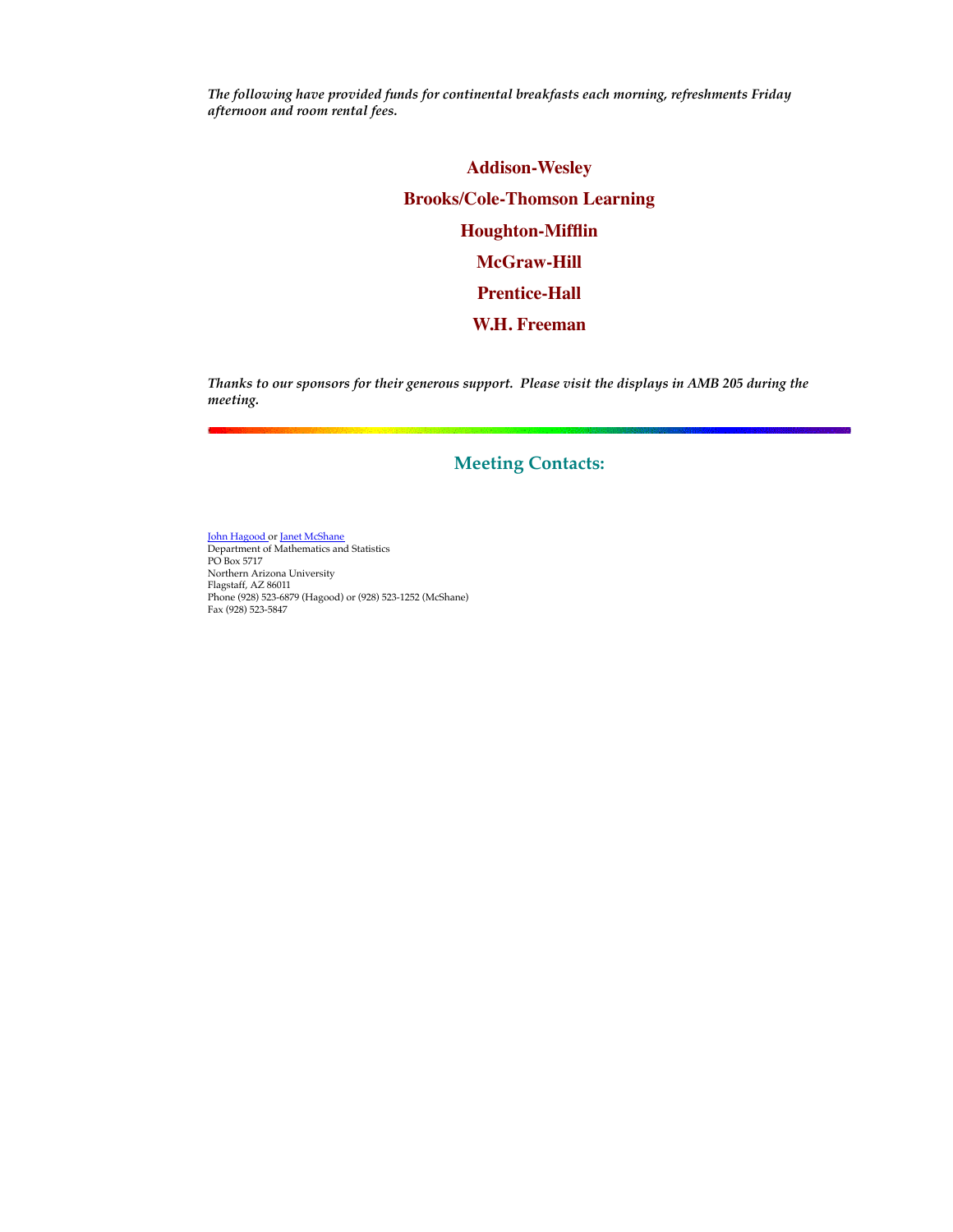*The following have provided funds for continental breakfasts each morning, refreshments Friday afternoon and room rental fees.*

**Addison-Wesley**

**Brooks/Cole-Thomson Learning**

**Houghton-Mifflin**

**McGraw-Hill**

**Prentice-Hall**

**W.H. Freeman**

*Thanks to our sponsors for their generous support. Please visit the displays in AMB 205 during the meeting.*

---

## Meeting Contacts:

John Hagood or Janet McShane
Department of Mathematics and Statistics
PO Box 5717
Northern Arizona University
Flagstaff, AZ 86011
Phone (928) 523-6879 (Hagood) or (928) 523-1252 (McShane)
Fax (928) 523-5847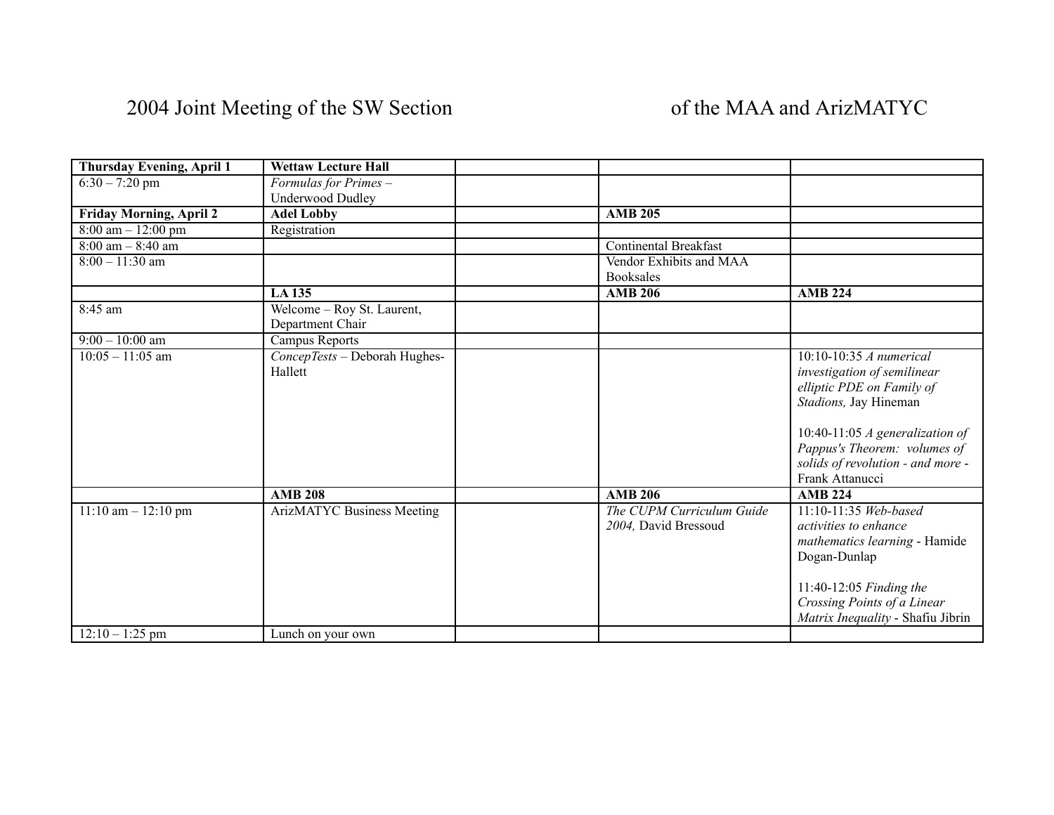# 2004 Joint Meeting of the SW Section of the MAA and ArizMATYC

| **Thursday Evening, April 1** | **Wettaw Lecture Hall** | | | |
|---|---|---|---|---|
| 6:30 – 7:20 pm | *Formulas for Primes* – Underwood Dudley | | | |
| **Friday Morning, April 2** | **Adel Lobby** | | **AMB 205** | |
| 8:00 am – 12:00 pm | Registration | | | |
| 8:00 am – 8:40 am | | | Continental Breakfast | |
| 8:00 – 11:30 am | | | Vendor Exhibits and MAA Booksales | |
| | **LA 135** | | **AMB 206** | **AMB 224** |
| 8:45 am | Welcome – Roy St. Laurent, Department Chair | | | |
| 9:00 – 10:00 am | Campus Reports | | | |
| 10:05 – 11:05 am | *ConcepTests* – Deborah Hughes-Hallett | | | 10:10-10:35 *A numerical investigation of semilinear elliptic PDE on Family of Stadions,* Jay Hineman<br><br>10:40-11:05 *A generalization of Pappus's Theorem: volumes of solids of revolution - and more* - Frank Attanucci |
| | **AMB 208** | | **AMB 206** | **AMB 224** |
| 11:10 am – 12:10 pm | ArizMATYC Business Meeting | | *The CUPM Curriculum Guide 2004,* David Bressoud | 11:10-11:35 *Web-based activities to enhance mathematics learning* - Hamide Dogan-Dunlap<br><br>11:40-12:05 *Finding the Crossing Points of a Linear Matrix Inequality* - Shafiu Jibrin |
| 12:10 – 1:25 pm | Lunch on your own | | | |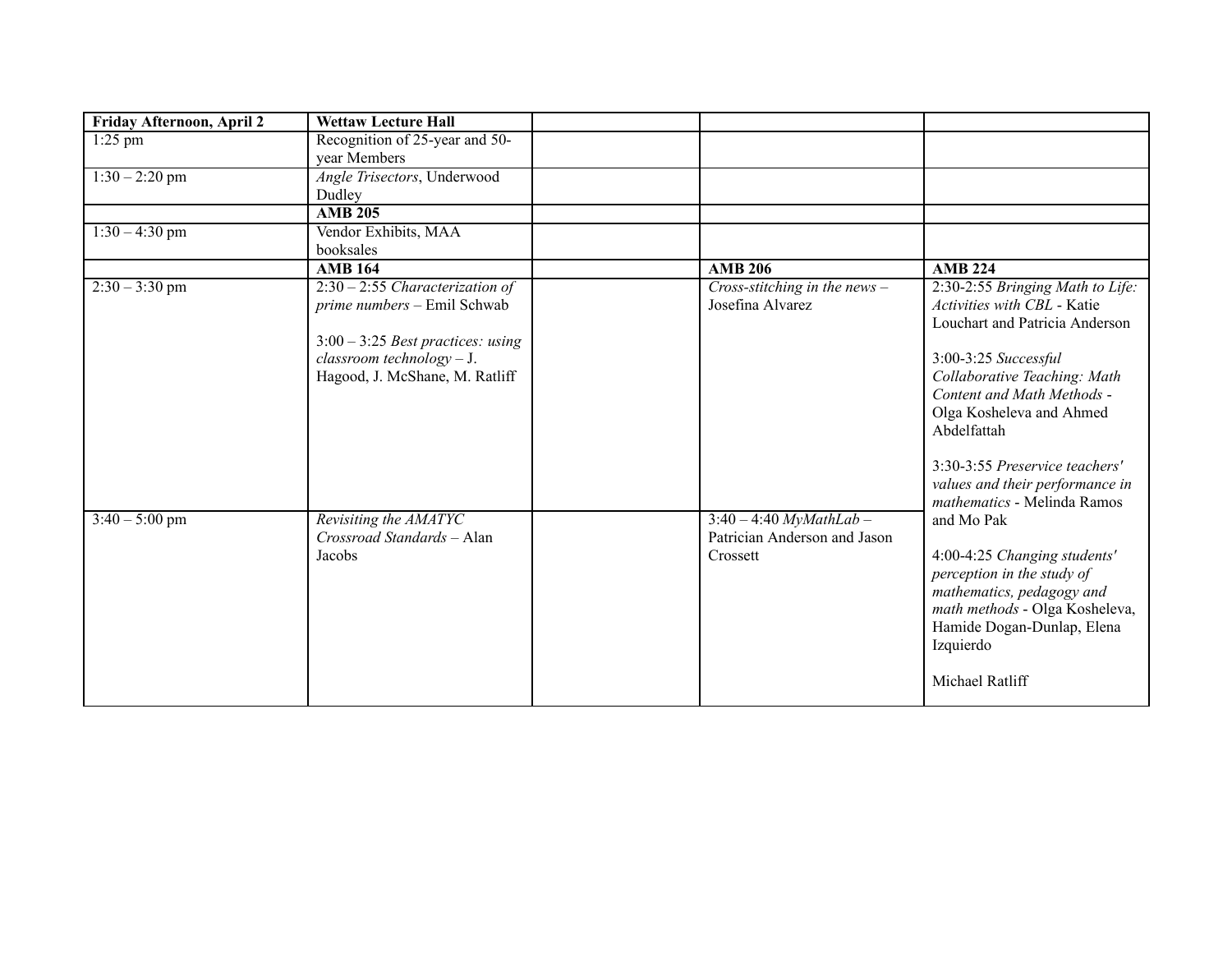| Friday Afternoon, April 2 | **Wettaw Lecture Hall** | | | |
|---|---|---|---|---|
| 1:25 pm | Recognition of 25-year and 50-year Members | | | |
| 1:30 – 2:20 pm | *Angle Trisectors*, Underwood Dudley | | | |
| | **AMB 205** | | | |
| 1:30 – 4:30 pm | Vendor Exhibits, MAA booksales | | | |
| | **AMB 164** | | **AMB 206** | **AMB 224** |
| 2:30 – 3:30 pm | 2:30 – 2:55 *Characterization of prime numbers* – Emil Schwab<br><br>3:00 – 3:25 *Best practices: using classroom technology* – J. Hagood, J. McShane, M. Ratliff | | *Cross-stitching in the news* – Josefina Alvarez | 2:30-2:55 *Bringing Math to Life: Activities with CBL* - Katie Louchart and Patricia Anderson<br><br>3:00-3:25 *Successful Collaborative Teaching: Math Content and Math Methods* - Olga Kosheleva and Ahmed Abdelfattah<br><br>3:30-3:55 *Preservice teachers' values and their performance in mathematics* - Melinda Ramos and Mo Pak |
| 3:40 – 5:00 pm | *Revisiting the AMATYC Crossroad Standards* – Alan Jacobs | | 3:40 – 4:40 *MyMathLab* – Patrician Anderson and Jason Crossett | 4:00-4:25 *Changing students' perception in the study of mathematics, pedagogy and math methods* - Olga Kosheleva, Hamide Dogan-Dunlap, Elena Izquierdo<br><br>Michael Ratliff |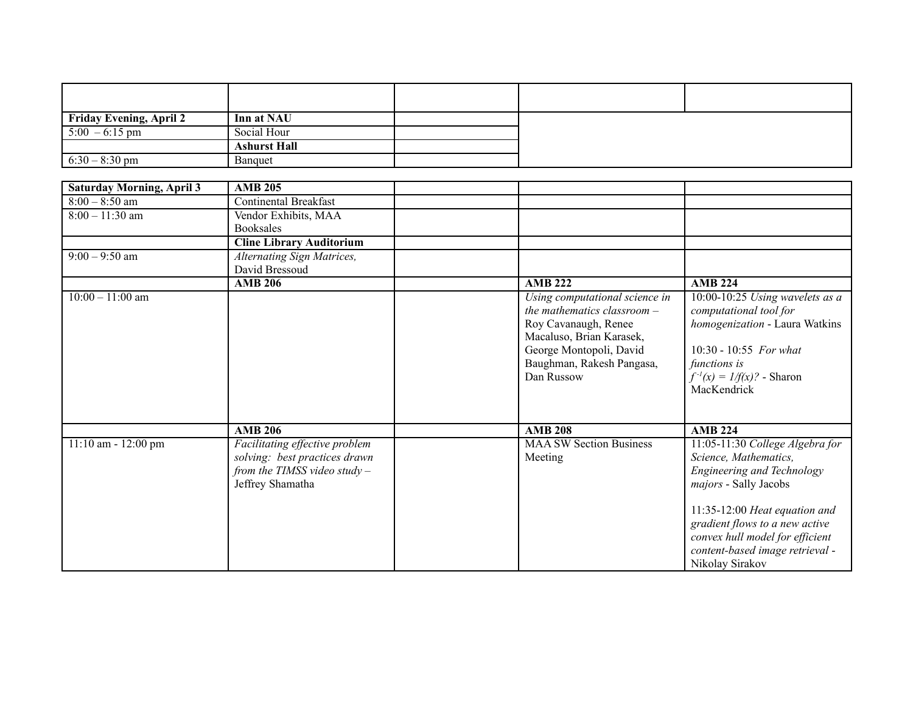| | | | | |
|---|---|---|---|---|
| **Friday Evening, April 2** | **Inn at NAU** | | | |
| 5:00 – 6:15 pm | Social Hour | | | |
| | **Ashurst Hall** | | | |
| 6:30 – 8:30 pm | Banquet | | | |

| **Saturday Morning, April 3** | **AMB 205** | | | |
|---|---|---|---|---|
| 8:00 – 8:50 am | Continental Breakfast | | | |
| 8:00 – 11:30 am | Vendor Exhibits, MAA Booksales | | | |
| | **Cline Library Auditorium** | | | |
| 9:00 – 9:50 am | *Alternating Sign Matrices,* David Bressoud | | | |
| | **AMB 206** | | **AMB 222** | **AMB 224** |
| 10:00 – 11:00 am | | | *Using computational science in the mathematics classroom* – Roy Cavanaugh, Renee Macaluso, Brian Karasek, George Montopoli, David Baughman, Rakesh Pangasa, Dan Russow | 10:00-10:25 *Using wavelets as a computational tool for homogenization* - Laura Watkins<br><br>10:30 - 10:55 *For what functions is* $f^{-1}(x) = 1/f(x)$? - Sharon MacKendrick |
| | **AMB 206** | | **AMB 208** | **AMB 224** |
| 11:10 am - 12:00 pm | *Facilitating effective problem solving: best practices drawn from the TIMSS video study* – Jeffrey Shamatha | | MAA SW Section Business Meeting | 11:05-11:30 *College Algebra for Science, Mathematics, Engineering and Technology majors* - Sally Jacobs<br><br>11:35-12:00 *Heat equation and gradient flows to a new active convex hull model for efficient content-based image retrieval* - Nikolay Sirakov |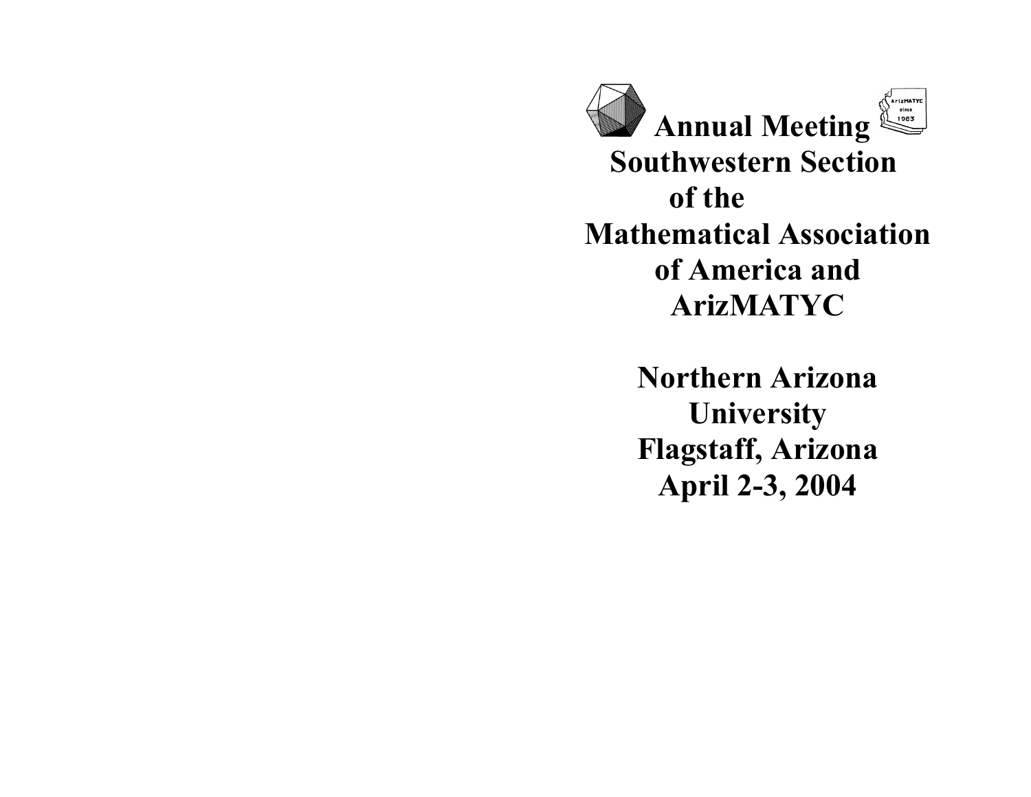# Annual Meeting Southwestern Section of the Mathematical Association of America and ArizMATYC

## Northern Arizona University
## Flagstaff, Arizona
## April 2-3, 2004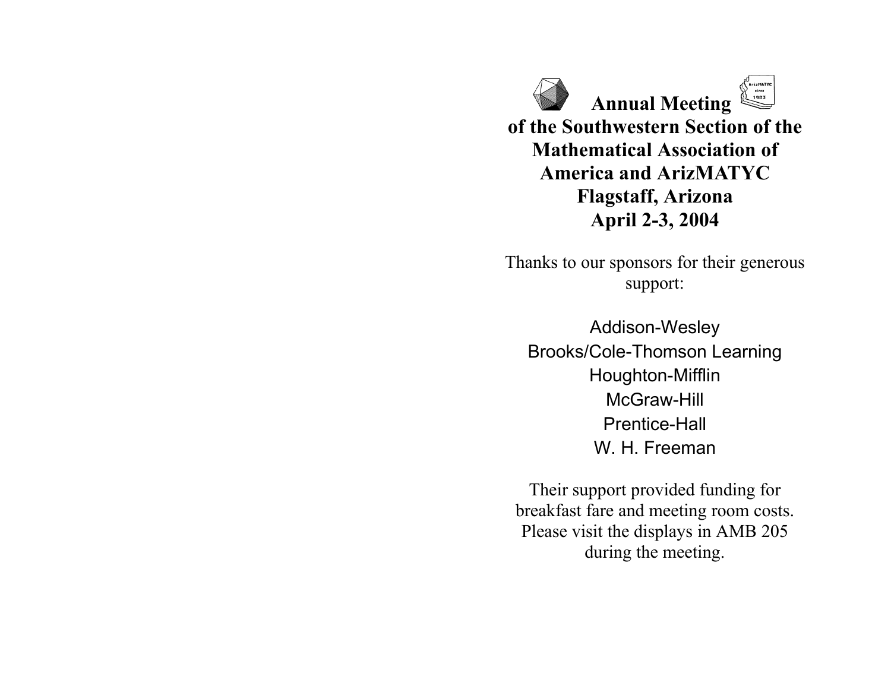# Annual Meeting of the Southwestern Section of the Mathematical Association of America and ArizMATYC Flagstaff, Arizona April 2-3, 2004

Thanks to our sponsors for their generous support:

Addison-Wesley
Brooks/Cole-Thomson Learning
Houghton-Mifflin
McGraw-Hill
Prentice-Hall
W. H. Freeman

Their support provided funding for breakfast fare and meeting room costs. Please visit the displays in AMB 205 during the meeting.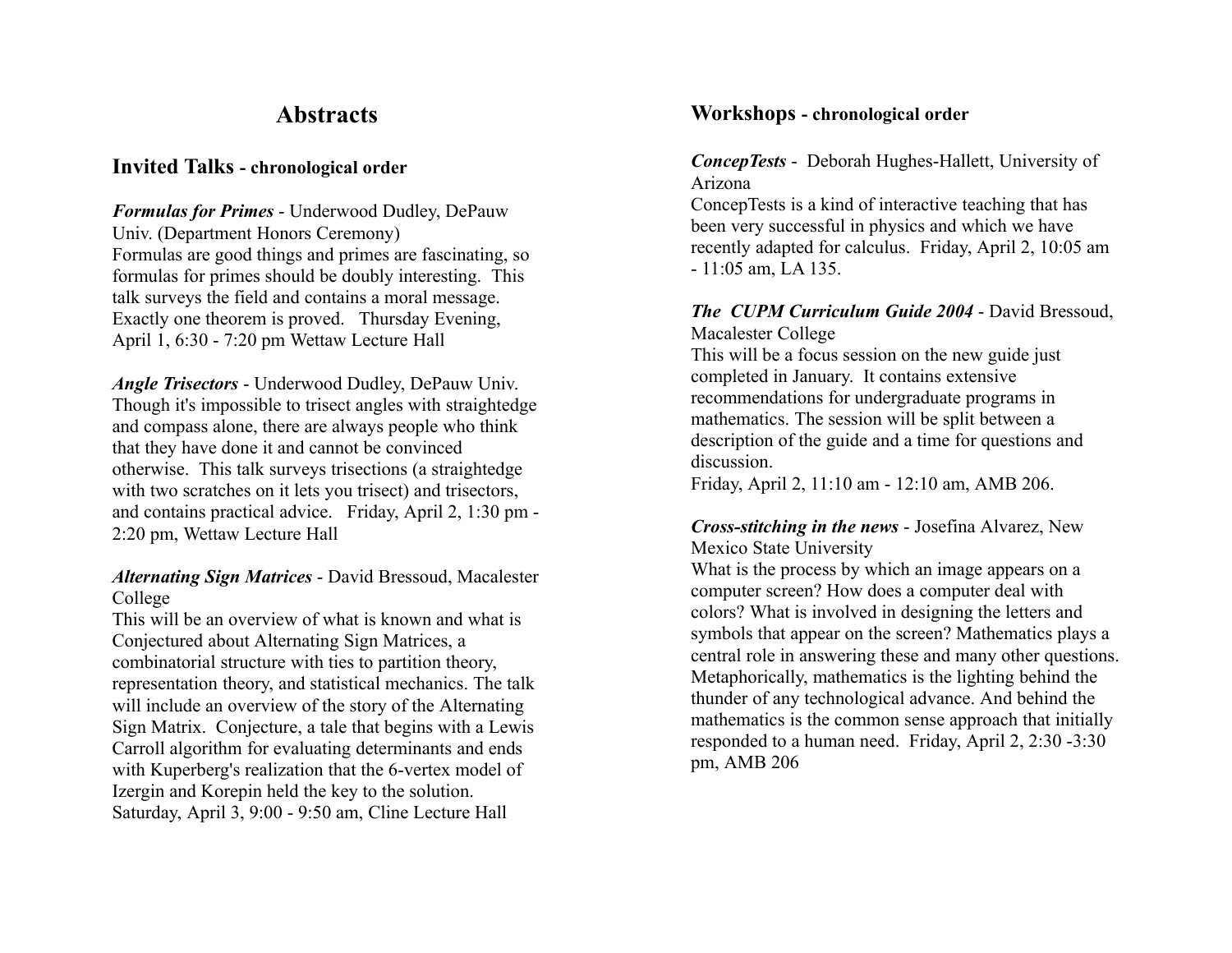# Abstracts

## Invited Talks - chronological order

***Formulas for Primes*** - Underwood Dudley, DePauw Univ. (Department Honors Ceremony)
Formulas are good things and primes are fascinating, so formulas for primes should be doubly interesting. This talk surveys the field and contains a moral message. Exactly one theorem is proved. Thursday Evening, April 1, 6:30 - 7:20 pm Wettaw Lecture Hall

***Angle Trisectors*** - Underwood Dudley, DePauw Univ.
Though it's impossible to trisect angles with straightedge and compass alone, there are always people who think that they have done it and cannot be convinced otherwise. This talk surveys trisections (a straightedge with two scratches on it lets you trisect) and trisectors, and contains practical advice. Friday, April 2, 1:30 pm - 2:20 pm, Wettaw Lecture Hall

***Alternating Sign Matrices*** - David Bressoud, Macalester College
This will be an overview of what is known and what is Conjectured about Alternating Sign Matrices, a combinatorial structure with ties to partition theory, representation theory, and statistical mechanics. The talk will include an overview of the story of the Alternating Sign Matrix. Conjecture, a tale that begins with a Lewis Carroll algorithm for evaluating determinants and ends with Kuperberg's realization that the 6-vertex model of Izergin and Korepin held the key to the solution. Saturday, April 3, 9:00 - 9:50 am, Cline Lecture Hall

## Workshops - chronological order

***ConcepTests*** - Deborah Hughes-Hallett, University of Arizona
ConcepTests is a kind of interactive teaching that has been very successful in physics and which we have recently adapted for calculus. Friday, April 2, 10:05 am - 11:05 am, LA 135.

***The CUPM Curriculum Guide 2004*** - David Bressoud, Macalester College
This will be a focus session on the new guide just completed in January. It contains extensive recommendations for undergraduate programs in mathematics. The session will be split between a description of the guide and a time for questions and discussion.
Friday, April 2, 11:10 am - 12:10 am, AMB 206.

***Cross-stitching in the news*** - Josefina Alvarez, New Mexico State University
What is the process by which an image appears on a computer screen? How does a computer deal with colors? What is involved in designing the letters and symbols that appear on the screen? Mathematics plays a central role in answering these and many other questions. Metaphorically, mathematics is the lighting behind the thunder of any technological advance. And behind the mathematics is the common sense approach that initially responded to a human need. Friday, April 2, 2:30 -3:30 pm, AMB 206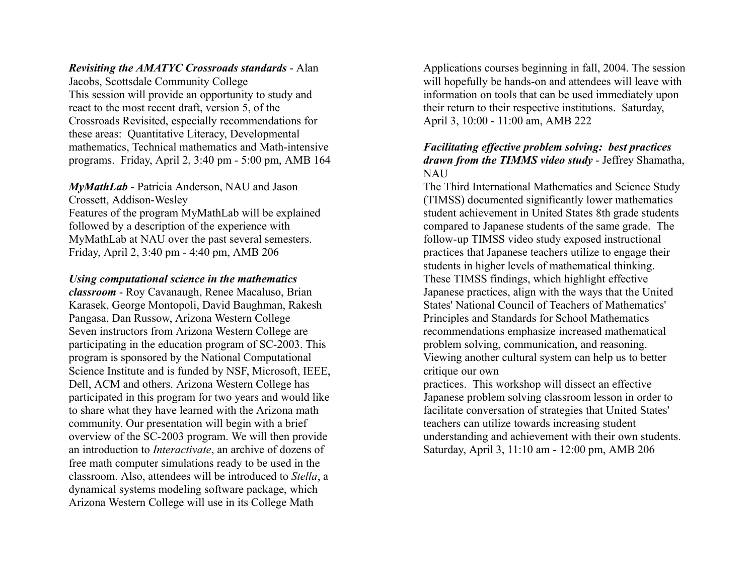***Revisiting the AMATYC Crossroads standards*** - Alan Jacobs, Scottsdale Community College
This session will provide an opportunity to study and react to the most recent draft, version 5, of the Crossroads Revisited, especially recommendations for these areas: Quantitative Literacy, Developmental mathematics, Technical mathematics and Math-intensive programs. Friday, April 2, 3:40 pm - 5:00 pm, AMB 164

***MyMathLab*** - Patricia Anderson, NAU and Jason Crossett, Addison-Wesley
Features of the program MyMathLab will be explained followed by a description of the experience with MyMathLab at NAU over the past several semesters. Friday, April 2, 3:40 pm - 4:40 pm, AMB 206

***Using computational science in the mathematics classroom*** - Roy Cavanaugh, Renee Macaluso, Brian Karasek, George Montopoli, David Baughman, Rakesh Pangasa, Dan Russow, Arizona Western College
Seven instructors from Arizona Western College are participating in the education program of SC-2003. This program is sponsored by the National Computational Science Institute and is funded by NSF, Microsoft, IEEE, Dell, ACM and others. Arizona Western College has participated in this program for two years and would like to share what they have learned with the Arizona math community. Our presentation will begin with a brief overview of the SC-2003 program. We will then provide an introduction to *Interactivate*, an archive of dozens of free math computer simulations ready to be used in the classroom. Also, attendees will be introduced to *Stella*, a dynamical systems modeling software package, which Arizona Western College will use in its College Math Applications courses beginning in fall, 2004. The session will hopefully be hands-on and attendees will leave with information on tools that can be used immediately upon their return to their respective institutions. Saturday, April 3, 10:00 - 11:00 am, AMB 222

***Facilitating effective problem solving: best practices drawn from the TIMMS video study*** - Jeffrey Shamatha, NAU
The Third International Mathematics and Science Study (TIMSS) documented significantly lower mathematics student achievement in United States 8th grade students compared to Japanese students of the same grade. The follow-up TIMSS video study exposed instructional practices that Japanese teachers utilize to engage their students in higher levels of mathematical thinking. These TIMSS findings, which highlight effective Japanese practices, align with the ways that the United States' National Council of Teachers of Mathematics' Principles and Standards for School Mathematics recommendations emphasize increased mathematical problem solving, communication, and reasoning. Viewing another cultural system can help us to better critique our own practices. This workshop will dissect an effective Japanese problem solving classroom lesson in order to facilitate conversation of strategies that United States' teachers can utilize towards increasing student understanding and achievement with their own students. Saturday, April 3, 11:10 am - 12:00 pm, AMB 206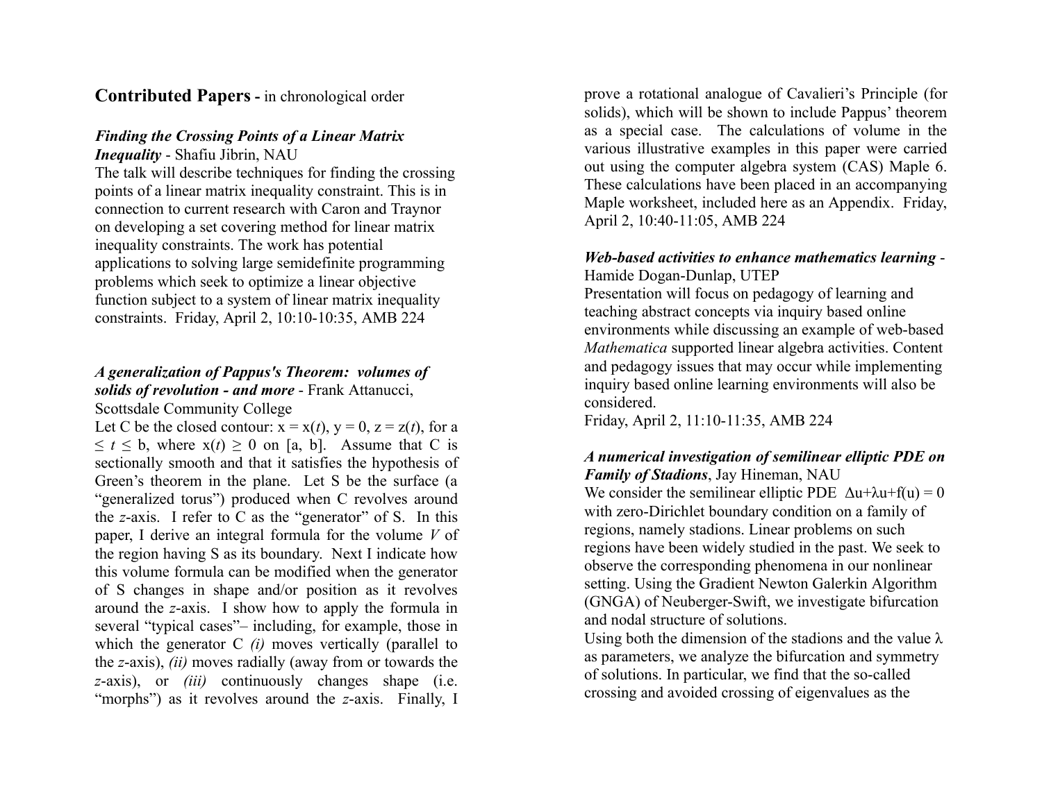## Contributed Papers - in chronological order

***Finding the Crossing Points of a Linear Matrix Inequality*** - Shafiu Jibrin, NAU

The talk will describe techniques for finding the crossing points of a linear matrix inequality constraint. This is in connection to current research with Caron and Traynor on developing a set covering method for linear matrix inequality constraints. The work has potential applications to solving large semidefinite programming problems which seek to optimize a linear objective function subject to a system of linear matrix inequality constraints. Friday, April 2, 10:10-10:35, AMB 224

***A generalization of Pappus's Theorem: volumes of solids of revolution - and more*** - Frank Attanucci, Scottsdale Community College

Let C be the closed contour: $x = x(t)$, $y = 0$, $z = z(t)$, for $a \leq t \leq b$, where $x(t) \geq 0$ on $[a, b]$. Assume that C is sectionally smooth and that it satisfies the hypothesis of Green's theorem in the plane. Let S be the surface (a "generalized torus") produced when C revolves around the *z*-axis. I refer to C as the "generator" of S. In this paper, I derive an integral formula for the volume *V* of the region having S as its boundary. Next I indicate how this volume formula can be modified when the generator of S changes in shape and/or position as it revolves around the *z*-axis. I show how to apply the formula in several "typical cases"– including, for example, those in which the generator C *(i)* moves vertically (parallel to the *z*-axis), *(ii)* moves radially (away from or towards the *z*-axis), or *(iii)* continuously changes shape (i.e. "morphs") as it revolves around the *z*-axis. Finally, I prove a rotational analogue of Cavalieri's Principle (for solids), which will be shown to include Pappus' theorem as a special case. The calculations of volume in the various illustrative examples in this paper were carried out using the computer algebra system (CAS) Maple 6. These calculations have been placed in an accompanying Maple worksheet, included here as an Appendix. Friday, April 2, 10:40-11:05, AMB 224

***Web-based activities to enhance mathematics learning*** - Hamide Dogan-Dunlap, UTEP

Presentation will focus on pedagogy of learning and teaching abstract concepts via inquiry based online environments while discussing an example of web-based *Mathematica* supported linear algebra activities. Content and pedagogy issues that may occur while implementing inquiry based online learning environments will also be considered.

Friday, April 2, 11:10-11:35, AMB 224

***A numerical investigation of semilinear elliptic PDE on Family of Stadions***, Jay Hineman, NAU

We consider the semilinear elliptic PDE $\Delta u+\lambda u+f(u) = 0$ with zero-Dirichlet boundary condition on a family of regions, namely stadions. Linear problems on such regions have been widely studied in the past. We seek to observe the corresponding phenomena in our nonlinear setting. Using the Gradient Newton Galerkin Algorithm (GNGA) of Neuberger-Swift, we investigate bifurcation and nodal structure of solutions.

Using both the dimension of the stadions and the value $\lambda$ as parameters, we analyze the bifurcation and symmetry of solutions. In particular, we find that the so-called crossing and avoided crossing of eigenvalues as the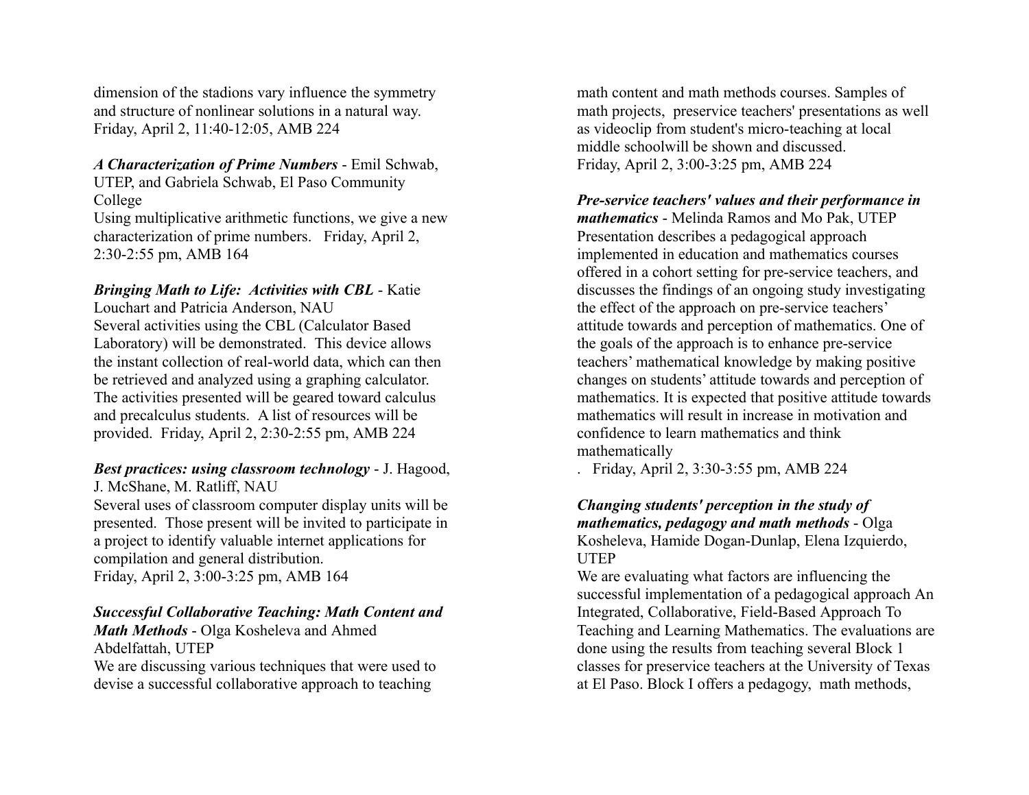dimension of the stadions vary influence the symmetry and structure of nonlinear solutions in a natural way. Friday, April 2, 11:40-12:05, AMB 224

***A Characterization of Prime Numbers*** - Emil Schwab, UTEP, and Gabriela Schwab, El Paso Community College
Using multiplicative arithmetic functions, we give a new characterization of prime numbers. Friday, April 2, 2:30-2:55 pm, AMB 164

***Bringing Math to Life: Activities with CBL*** - Katie Louchart and Patricia Anderson, NAU
Several activities using the CBL (Calculator Based Laboratory) will be demonstrated. This device allows the instant collection of real-world data, which can then be retrieved and analyzed using a graphing calculator. The activities presented will be geared toward calculus and precalculus students. A list of resources will be provided. Friday, April 2, 2:30-2:55 pm, AMB 224

***Best practices: using classroom technology*** - J. Hagood, J. McShane, M. Ratliff, NAU
Several uses of classroom computer display units will be presented. Those present will be invited to participate in a project to identify valuable internet applications for compilation and general distribution.
Friday, April 2, 3:00-3:25 pm, AMB 164

***Successful Collaborative Teaching: Math Content and Math Methods*** - Olga Kosheleva and Ahmed Abdelfattah, UTEP
We are discussing various techniques that were used to devise a successful collaborative approach to teaching math content and math methods courses. Samples of math projects, preservice teachers' presentations as well as videoclip from student's micro-teaching at local middle schoolwill be shown and discussed.
Friday, April 2, 3:00-3:25 pm, AMB 224

***Pre-service teachers' values and their performance in mathematics*** - Melinda Ramos and Mo Pak, UTEP
Presentation describes a pedagogical approach implemented in education and mathematics courses offered in a cohort setting for pre-service teachers, and discusses the findings of an ongoing study investigating the effect of the approach on pre-service teachers' attitude towards and perception of mathematics. One of the goals of the approach is to enhance pre-service teachers' mathematical knowledge by making positive changes on students' attitude towards and perception of mathematics. It is expected that positive attitude towards mathematics will result in increase in motivation and confidence to learn mathematics and think mathematically
. Friday, April 2, 3:30-3:55 pm, AMB 224

***Changing students' perception in the study of mathematics, pedagogy and math methods*** - Olga Kosheleva, Hamide Dogan-Dunlap, Elena Izquierdo, UTEP
We are evaluating what factors are influencing the successful implementation of a pedagogical approach An Integrated, Collaborative, Field-Based Approach To Teaching and Learning Mathematics. The evaluations are done using the results from teaching several Block 1 classes for preservice teachers at the University of Texas at El Paso. Block I offers a pedagogy, math methods,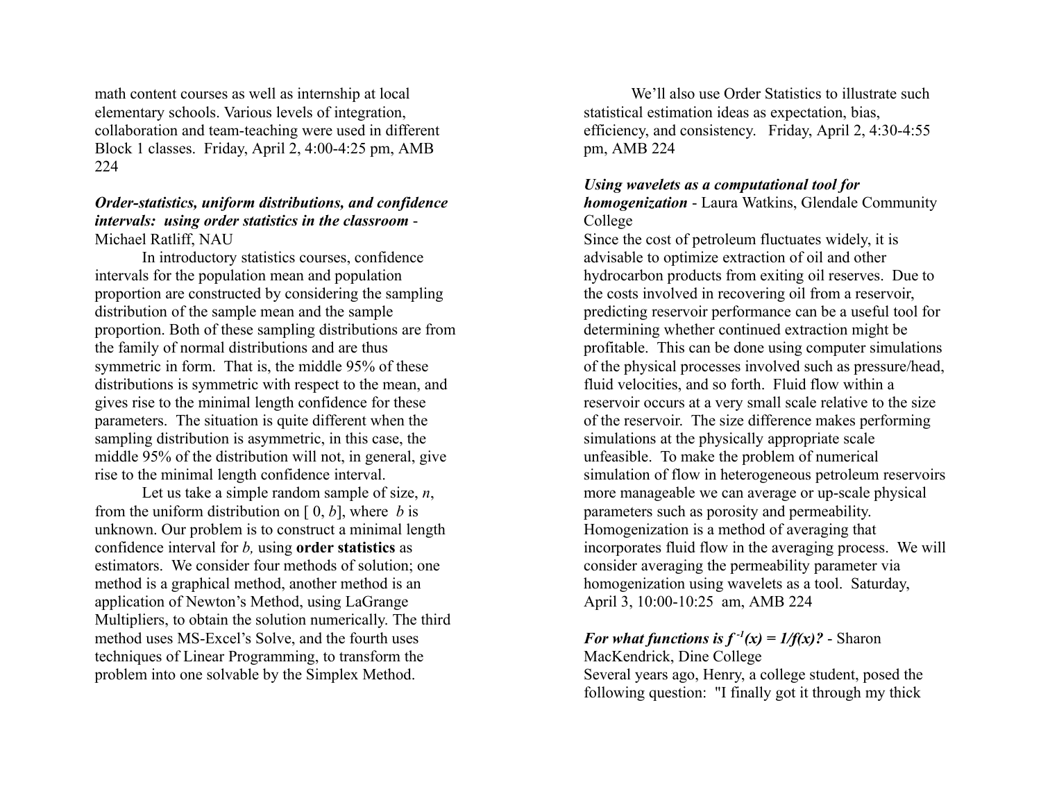math content courses as well as internship at local elementary schools. Various levels of integration, collaboration and team-teaching were used in different Block 1 classes. Friday, April 2, 4:00-4:25 pm, AMB 224

***Order-statistics, uniform distributions, and confidence intervals: using order statistics in the classroom*** - Michael Ratliff, NAU

In introductory statistics courses, confidence intervals for the population mean and population proportion are constructed by considering the sampling distribution of the sample mean and the sample proportion. Both of these sampling distributions are from the family of normal distributions and are thus symmetric in form. That is, the middle 95% of these distributions is symmetric with respect to the mean, and gives rise to the minimal length confidence for these parameters. The situation is quite different when the sampling distribution is asymmetric, in this case, the middle 95% of the distribution will not, in general, give rise to the minimal length confidence interval.

Let us take a simple random sample of size, $n$, from the uniform distribution on $[0, b]$, where $b$ is unknown. Our problem is to construct a minimal length confidence interval for $b$, using **order statistics** as estimators. We consider four methods of solution; one method is a graphical method, another method is an application of Newton's Method, using LaGrange Multipliers, to obtain the solution numerically. The third method uses MS-Excel's Solve, and the fourth uses techniques of Linear Programming, to transform the problem into one solvable by the Simplex Method.

We'll also use Order Statistics to illustrate such statistical estimation ideas as expectation, bias, efficiency, and consistency. Friday, April 2, 4:30-4:55 pm, AMB 224

***Using wavelets as a computational tool for homogenization*** - Laura Watkins, Glendale Community College

Since the cost of petroleum fluctuates widely, it is advisable to optimize extraction of oil and other hydrocarbon products from exiting oil reserves. Due to the costs involved in recovering oil from a reservoir, predicting reservoir performance can be a useful tool for determining whether continued extraction might be profitable. This can be done using computer simulations of the physical processes involved such as pressure/head, fluid velocities, and so forth. Fluid flow within a reservoir occurs at a very small scale relative to the size of the reservoir. The size difference makes performing simulations at the physically appropriate scale unfeasible. To make the problem of numerical simulation of flow in heterogeneous petroleum reservoirs more manageable we can average or up-scale physical parameters such as porosity and permeability. Homogenization is a method of averaging that incorporates fluid flow in the averaging process. We will consider averaging the permeability parameter via homogenization using wavelets as a tool. Saturday, April 3, 10:00-10:25 am, AMB 224

***For what functions is $f^{-1}(x) = 1/f(x)$?*** - Sharon MacKendrick, Dine College

Several years ago, Henry, a college student, posed the following question: "I finally got it through my thick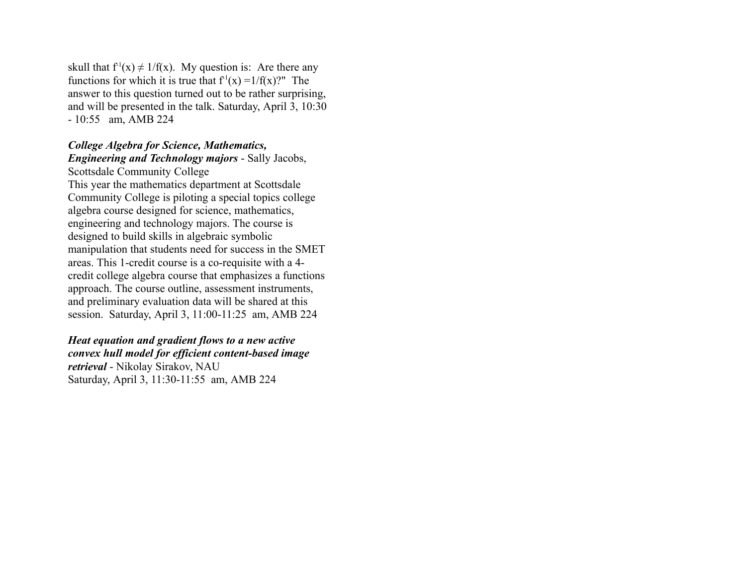skull that $f^{-1}(x) \neq 1/f(x)$. My question is: Are there any functions for which it is true that $f^{-1}(x) = 1/f(x)$?" The answer to this question turned out to be rather surprising, and will be presented in the talk. Saturday, April 3, 10:30 - 10:55 am, AMB 224

***College Algebra for Science, Mathematics, Engineering and Technology majors*** - Sally Jacobs, Scottsdale Community College
This year the mathematics department at Scottsdale Community College is piloting a special topics college algebra course designed for science, mathematics, engineering and technology majors. The course is designed to build skills in algebraic symbolic manipulation that students need for success in the SMET areas. This 1-credit course is a co-requisite with a 4-credit college algebra course that emphasizes a functions approach. The course outline, assessment instruments, and preliminary evaluation data will be shared at this session. Saturday, April 3, 11:00-11:25 am, AMB 224

***Heat equation and gradient flows to a new active convex hull model for efficient content-based image retrieval*** - Nikolay Sirakov, NAU
Saturday, April 3, 11:30-11:55 am, AMB 224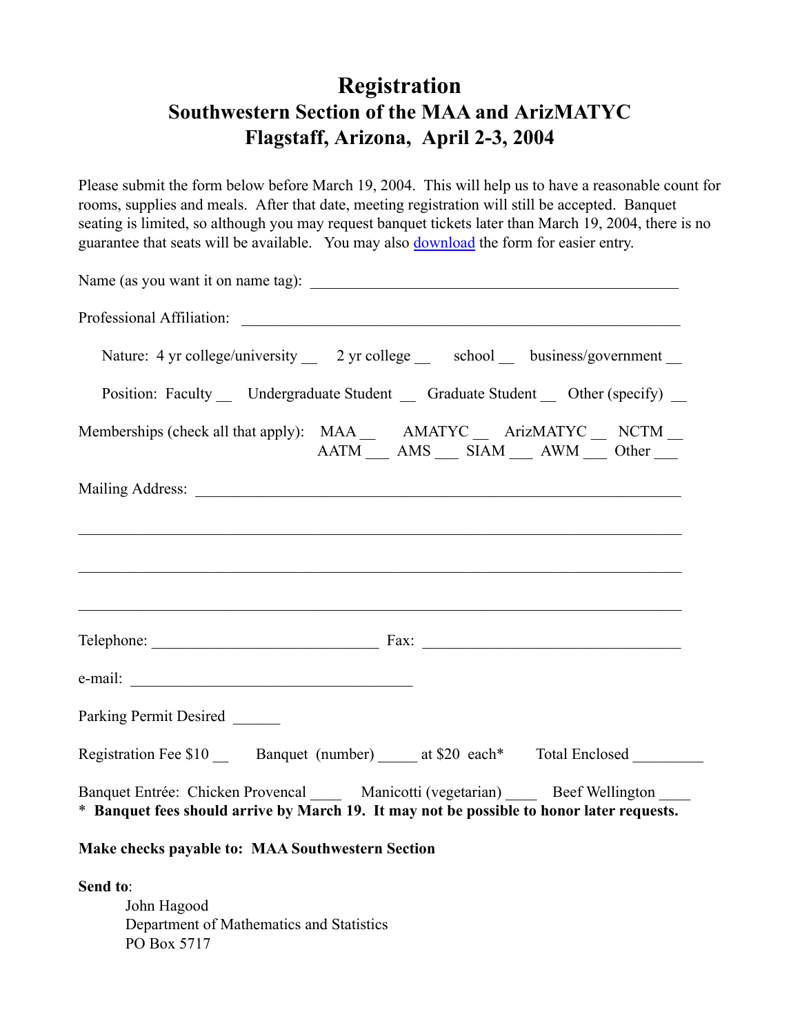# Registration

## Southwestern Section of the MAA and ArizMATYC

## Flagstaff, Arizona, April 2-3, 2004

Please submit the form below before March 19, 2004. This will help us to have a reasonable count for rooms, supplies and meals. After that date, meeting registration will still be accepted. Banquet seating is limited, so although you may request banquet tickets later than March 19, 2004, there is no guarantee that seats will be available. You may also download the form for easier entry.

Name (as you want it on name tag): ________________________________________________

Professional Affiliation: __________________________________________________________

Nature: 4 yr college/university __ 2 yr college __ school __ business/government __

Position: Faculty __ Undergraduate Student __ Graduate Student __ Other (specify) __

Memberships (check all that apply): MAA __ AMATYC __ ArizMATYC __ NCTM __ AATM ___ AMS ___ SIAM ___ AWM ___ Other ___

Mailing Address: _________________________________________________________________

_______________________________________________________________________________

_______________________________________________________________________________

_______________________________________________________________________________

Telephone: ______________________________ Fax: __________________________________

e-mail: _____________________________________

Parking Permit Desired ______

Registration Fee $10 __ Banquet (number) _____ at $20 each* Total Enclosed _________

Banquet Entrée: Chicken Provencal ____ Manicotti (vegetarian) ____ Beef Wellington ____

\* **Banquet fees should arrive by March 19. It may not be possible to honor later requests.**

**Make checks payable to: MAA Southwestern Section**

**Send to**:

John Hagood
Department of Mathematics and Statistics
PO Box 5717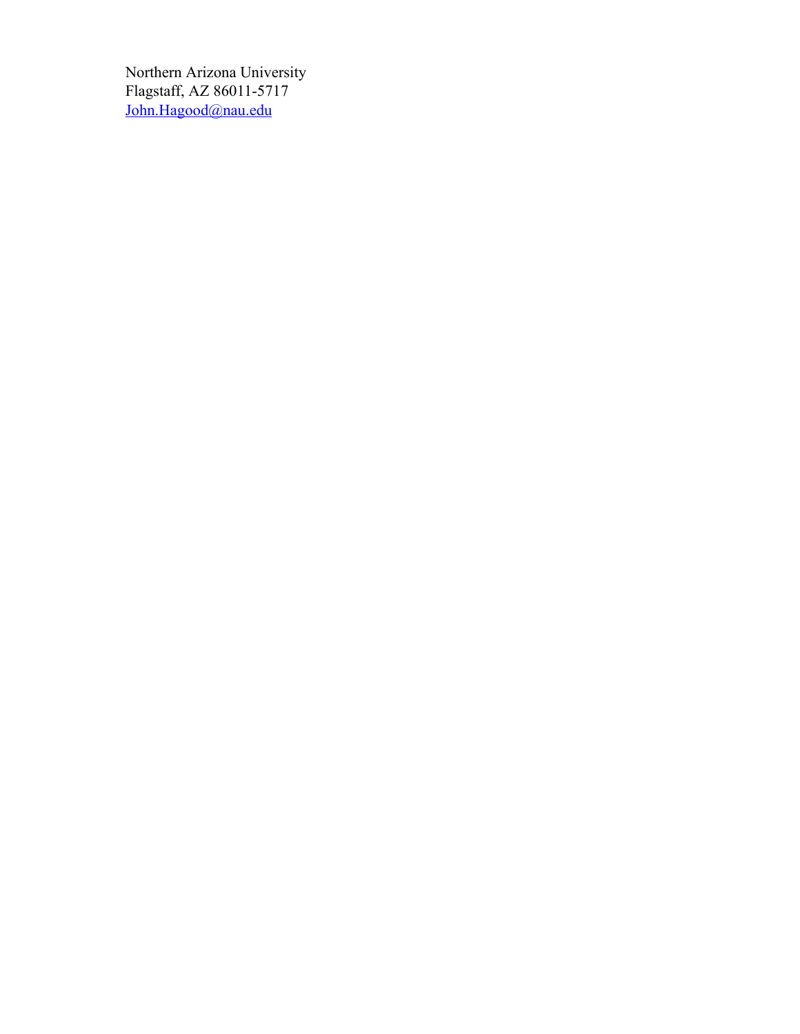Northern Arizona University
Flagstaff, AZ 86011-5717
John.Hagood@nau.edu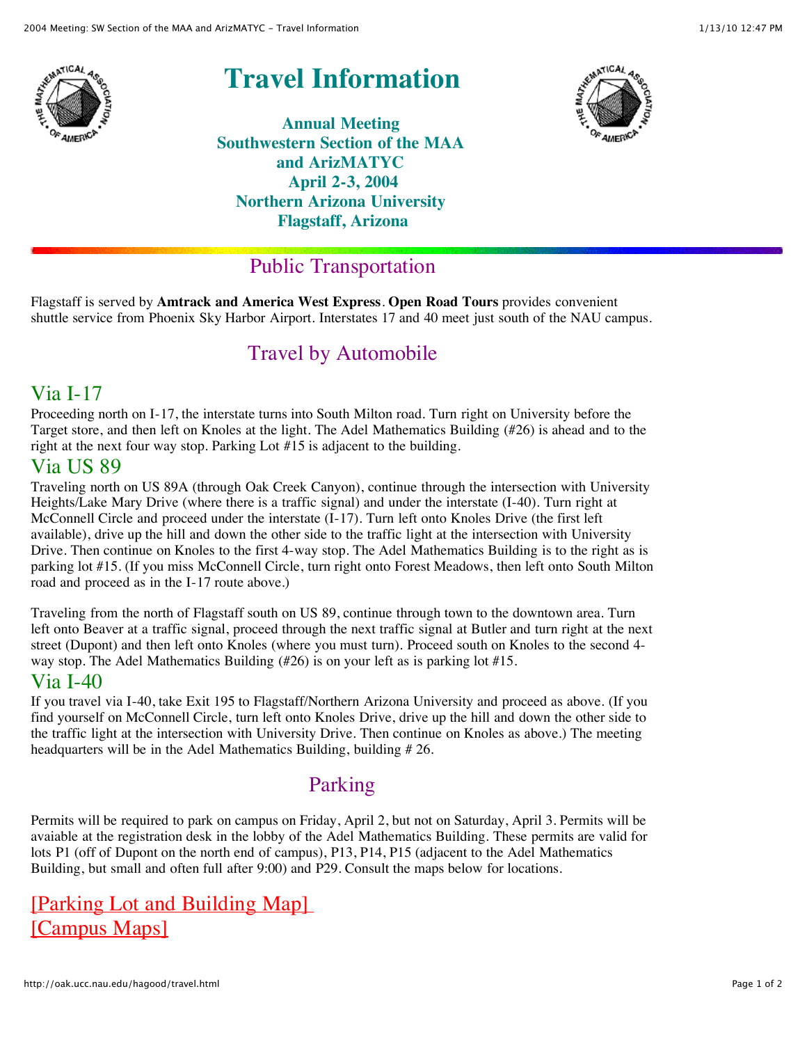# Travel Information

**Annual Meeting**
**Southwestern Section of the MAA**
**and ArizMATYC**
**April 2-3, 2004**
**Northern Arizona University**
**Flagstaff, Arizona**

## Public Transportation

Flagstaff is served by **Amtrack and America West Express**. **Open Road Tours** provides convenient shuttle service from Phoenix Sky Harbor Airport. Interstates 17 and 40 meet just south of the NAU campus.

## Travel by Automobile

### Via I-17

Proceeding north on I-17, the interstate turns into South Milton road. Turn right on University before the Target store, and then left on Knoles at the light. The Adel Mathematics Building (#26) is ahead and to the right at the next four way stop. Parking Lot #15 is adjacent to the building.

### Via US 89

Traveling north on US 89A (through Oak Creek Canyon), continue through the intersection with University Heights/Lake Mary Drive (where there is a traffic signal) and under the interstate (I-40). Turn right at McConnell Circle and proceed under the interstate (I-17). Turn left onto Knoles Drive (the first left available), drive up the hill and down the other side to the traffic light at the intersection with University Drive. Then continue on Knoles to the first 4-way stop. The Adel Mathematics Building is to the right as is parking lot #15. (If you miss McConnell Circle, turn right onto Forest Meadows, then left onto South Milton road and proceed as in the I-17 route above.)

Traveling from the north of Flagstaff south on US 89, continue through town to the downtown area. Turn left onto Beaver at a traffic signal, proceed through the next traffic signal at Butler and turn right at the next street (Dupont) and then left onto Knoles (where you must turn). Proceed south on Knoles to the second 4-way stop. The Adel Mathematics Building (#26) is on your left as is parking lot #15.

### Via I-40

If you travel via I-40, take Exit 195 to Flagstaff/Northern Arizona University and proceed as above. (If you find yourself on McConnell Circle, turn left onto Knoles Drive, drive up the hill and down the other side to the traffic light at the intersection with University Drive. Then continue on Knoles as above.) The meeting headquarters will be in the Adel Mathematics Building, building # 26.

## Parking

Permits will be required to park on campus on Friday, April 2, but not on Saturday, April 3. Permits will be avaiable at the registration desk in the lobby of the Adel Mathematics Building. These permits are valid for lots P1 (off of Dupont on the north end of campus), P13, P14, P15 (adjacent to the Adel Mathematics Building, but small and often full after 9:00) and P29. Consult the maps below for locations.

[Parking Lot and Building Map]
[Campus Maps]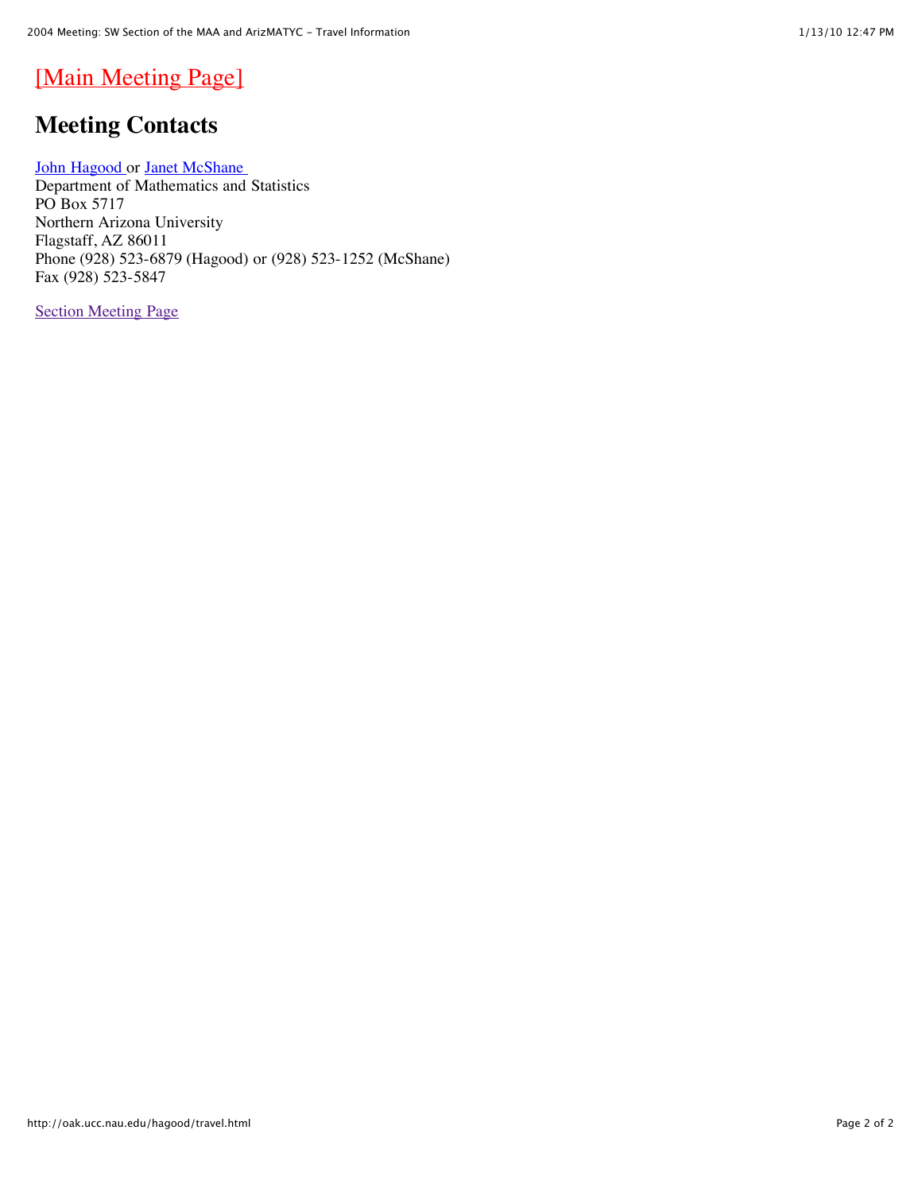[Main Meeting Page]

## Meeting Contacts

John Hagood or Janet McShane
Department of Mathematics and Statistics
PO Box 5717
Northern Arizona University
Flagstaff, AZ 86011
Phone (928) 523-6879 (Hagood) or (928) 523-1252 (McShane)
Fax (928) 523-5847

Section Meeting Page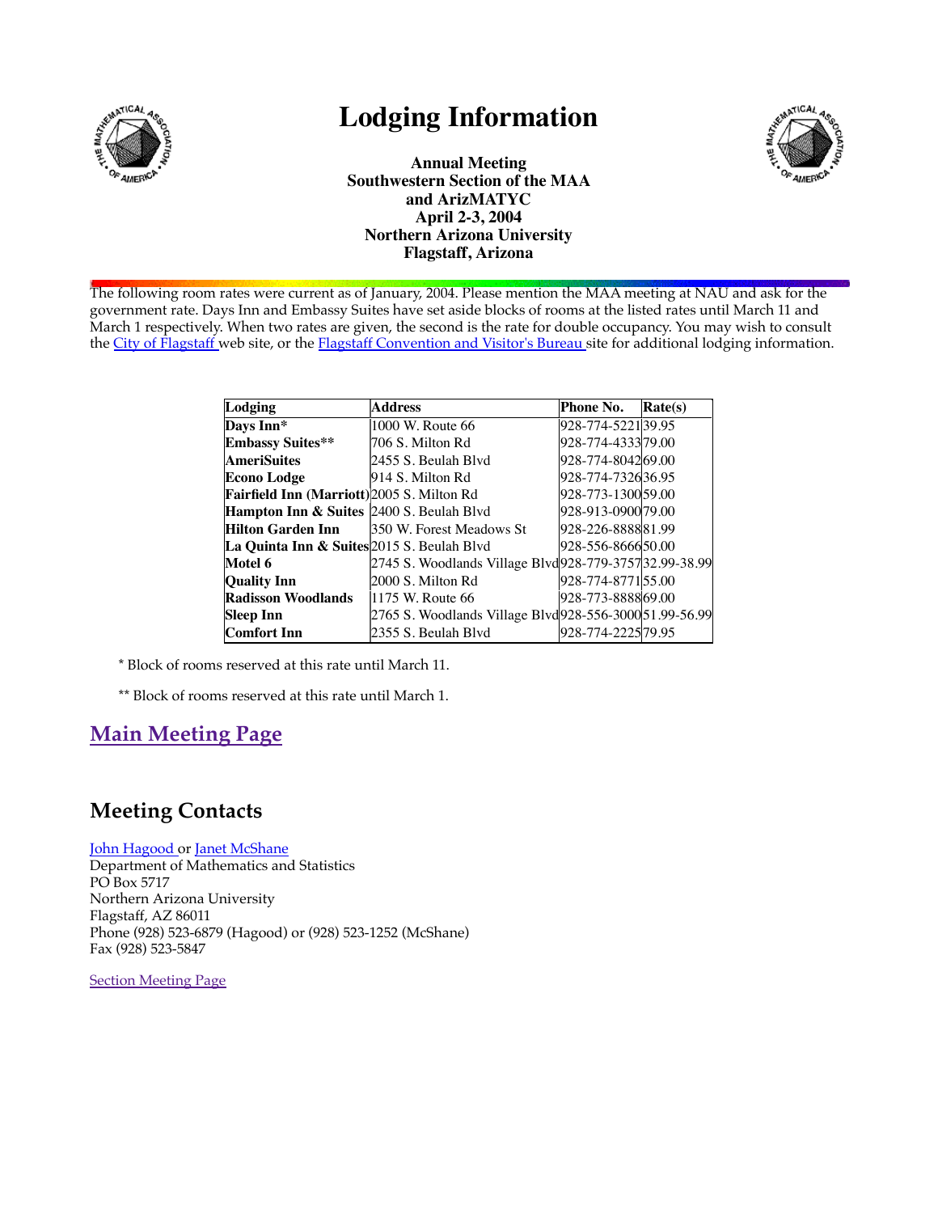# Lodging Information

**Annual Meeting**
**Southwestern Section of the MAA**
**and ArizMATYC**
**April 2-3, 2004**
**Northern Arizona University**
**Flagstaff, Arizona**

The following room rates were current as of January, 2004. Please mention the MAA meeting at NAU and ask for the government rate. Days Inn and Embassy Suites have set aside blocks of rooms at the listed rates until March 11 and March 1 respectively. When two rates are given, the second is the rate for double occupancy. You may wish to consult the City of Flagstaff web site, or the Flagstaff Convention and Visitor's Bureau site for additional lodging information.

| Lodging | Address | Phone No. | Rate(s) |
|---|---|---|---|
| **Days Inn*** | 1000 W. Route 66 | 928-774-5221 | 39.95 |
| **Embassy Suites**** | 706 S. Milton Rd | 928-774-4333 | 79.00 |
| **AmeriSuites** | 2455 S. Beulah Blvd | 928-774-8042 | 69.00 |
| **Econo Lodge** | 914 S. Milton Rd | 928-774-7326 | 36.95 |
| **Fairfield Inn (Marriott)** | 2005 S. Milton Rd | 928-773-1300 | 59.00 |
| **Hampton Inn & Suites** | 2400 S. Beulah Blvd | 928-913-0900 | 79.00 |
| **Hilton Garden Inn** | 350 W. Forest Meadows St | 928-226-8888 | 81.99 |
| **La Quinta Inn & Suites** | 2015 S. Beulah Blvd | 928-556-8666 | 50.00 |
| **Motel 6** | 2745 S. Woodlands Village Blvd | 928-779-3757 | 32.99-38.99 |
| **Quality Inn** | 2000 S. Milton Rd | 928-774-8771 | 55.00 |
| **Radisson Woodlands** | 1175 W. Route 66 | 928-773-8888 | 69.00 |
| **Sleep Inn** | 2765 S. Woodlands Village Blvd | 928-556-3000 | 51.99-56.99 |
| **Comfort Inn** | 2355 S. Beulah Blvd | 928-774-2225 | 79.95 |

* Block of rooms reserved at this rate until March 11.

** Block of rooms reserved at this rate until March 1.

## Main Meeting Page

## Meeting Contacts

John Hagood or Janet McShane
Department of Mathematics and Statistics
PO Box 5717
Northern Arizona University
Flagstaff, AZ 86011
Phone (928) 523-6879 (Hagood) or (928) 523-1252 (McShane)
Fax (928) 523-5847

Section Meeting Page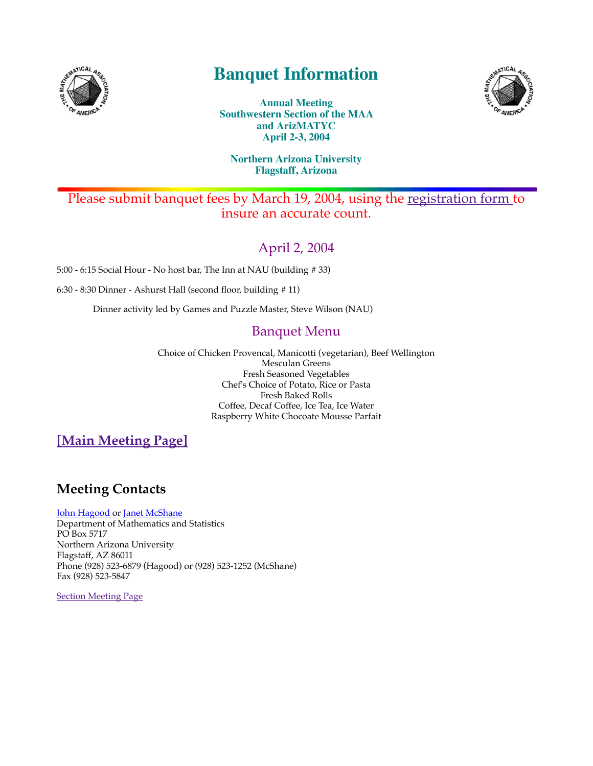# Banquet Information

**Annual Meeting**
**Southwestern Section of the MAA**
**and ArizMATYC**
**April 2-3, 2004**

**Northern Arizona University**
**Flagstaff, Arizona**

---

Please submit banquet fees by March 19, 2004, using the registration form to insure an accurate count.

## April 2, 2004

5:00 - 6:15 Social Hour - No host bar, The Inn at NAU (building # 33)

6:30 - 8:30 Dinner - Ashurst Hall (second floor, building # 11)

Dinner activity led by Games and Puzzle Master, Steve Wilson (NAU)

## Banquet Menu

Choice of Chicken Provencal, Manicotti (vegetarian), Beef Wellington
Mesculan Greens
Fresh Seasoned Vegetables
Chef's Choice of Potato, Rice or Pasta
Fresh Baked Rolls
Coffee, Decaf Coffee, Ice Tea, Ice Water
Raspberry White Chocoate Mousse Parfait

**[Main Meeting Page]**

## Meeting Contacts

John Hagood or Janet McShane
Department of Mathematics and Statistics
PO Box 5717
Northern Arizona University
Flagstaff, AZ 86011
Phone (928) 523-6879 (Hagood) or (928) 523-1252 (McShane)
Fax (928) 523-5847

Section Meeting Page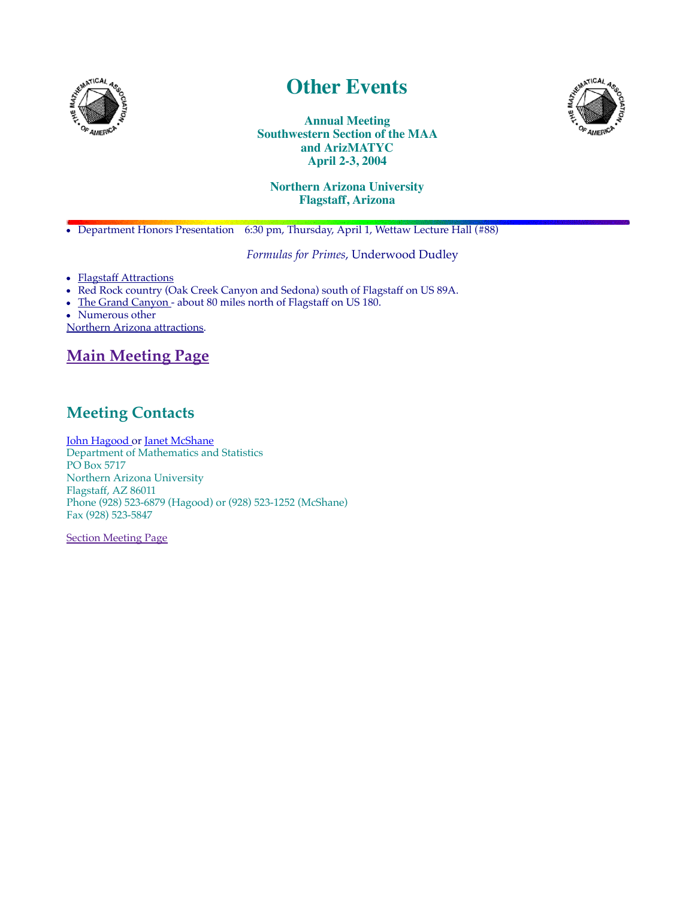# Other Events

**Annual Meeting**
**Southwestern Section of the MAA**
**and ArizMATYC**
**April 2-3, 2004**

**Northern Arizona University**
**Flagstaff, Arizona**

- Department Honors Presentation 6:30 pm, Thursday, April 1, Wettaw Lecture Hall (#88)

*Formulas for Primes*, Underwood Dudley

- Flagstaff Attractions
- Red Rock country (Oak Creek Canyon and Sedona) south of Flagstaff on US 89A.
- The Grand Canyon - about 80 miles north of Flagstaff on US 180.
- Numerous other Northern Arizona attractions.

## Main Meeting Page

## Meeting Contacts

John Hagood or Janet McShane
Department of Mathematics and Statistics
PO Box 5717
Northern Arizona University
Flagstaff, AZ 86011
Phone (928) 523-6879 (Hagood) or (928) 523-1252 (McShane)
Fax (928) 523-5847

Section Meeting Page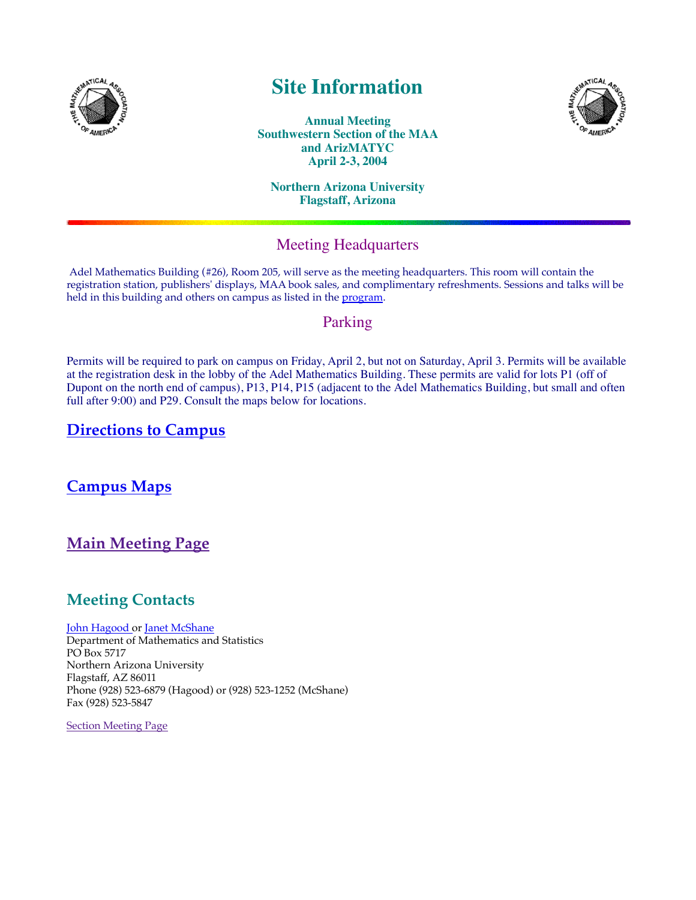# Site Information

**Annual Meeting**
**Southwestern Section of the MAA**
**and ArizMATYC**
**April 2-3, 2004**

**Northern Arizona University**
**Flagstaff, Arizona**

## Meeting Headquarters

Adel Mathematics Building (#26), Room 205, will serve as the meeting headquarters. This room will contain the registration station, publishers' displays, MAA book sales, and complimentary refreshments. Sessions and talks will be held in this building and others on campus as listed in the program.

## Parking

Permits will be required to park on campus on Friday, April 2, but not on Saturday, April 3. Permits will be available at the registration desk in the lobby of the Adel Mathematics Building. These permits are valid for lots P1 (off of Dupont on the north end of campus), P13, P14, P15 (adjacent to the Adel Mathematics Building, but small and often full after 9:00) and P29. Consult the maps below for locations.

## Directions to Campus

## Campus Maps

## Main Meeting Page

## Meeting Contacts

John Hagood or Janet McShane
Department of Mathematics and Statistics
PO Box 5717
Northern Arizona University
Flagstaff, AZ 86011
Phone (928) 523-6879 (Hagood) or (928) 523-1252 (McShane)
Fax (928) 523-5847

Section Meeting Page